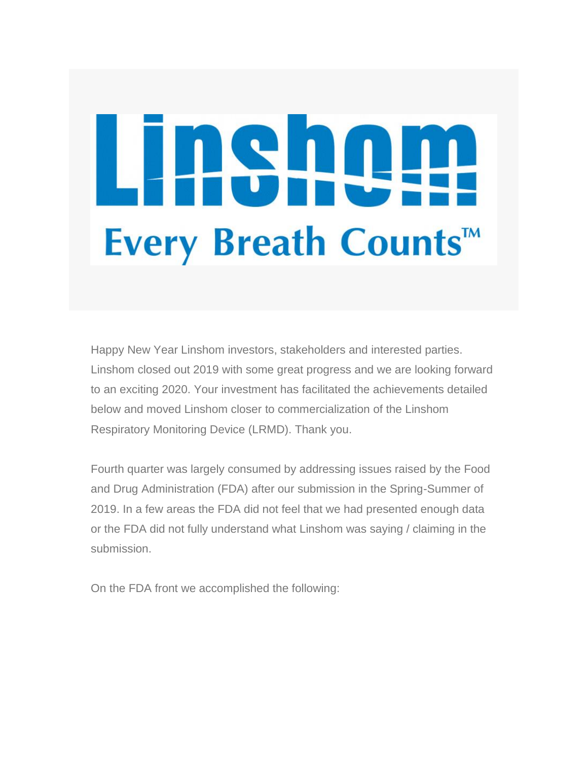# Linshom

**Every Breath Counts™**

Happy New Year Linshom investors, stakeholders and interested parties. Linshom closed out 2019 with some great progress and we are looking forward to an exciting 2020. Your investment has facilitated the achievements detailed below and moved Linshom closer to commercialization of the Linshom Respiratory Monitoring Device (LRMD). Thank you.

Fourth quarter was largely consumed by addressing issues raised by the Food and Drug Administration (FDA) after our submission in the Spring-Summer of 2019. In a few areas the FDA did not feel that we had presented enough data or the FDA did not fully understand what Linshom was saying / claiming in the submission.

On the FDA front we accomplished the following: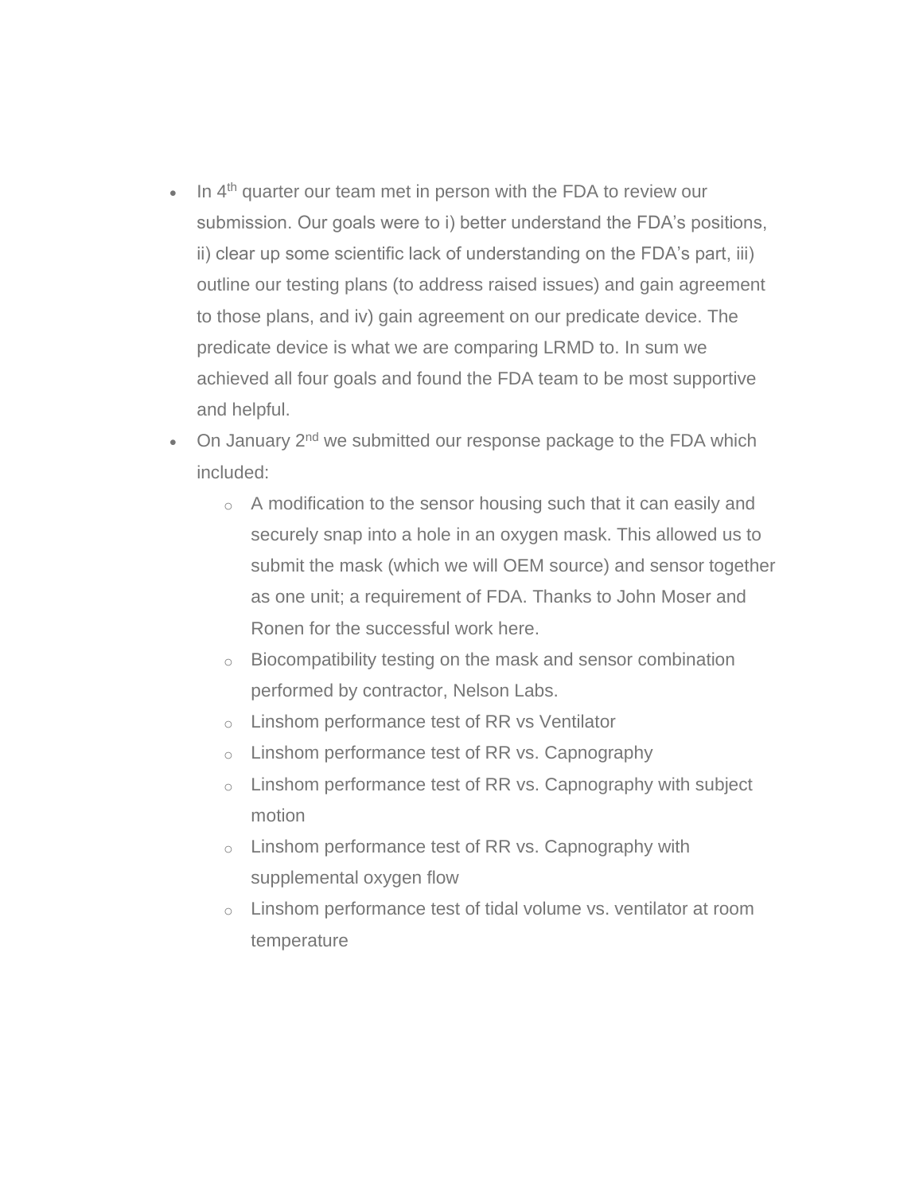- In 4th quarter our team met in person with the FDA to review our submission. Our goals were to i) better understand the FDA's positions, ii) clear up some scientific lack of understanding on the FDA's part, iii) outline our testing plans (to address raised issues) and gain agreement to those plans, and iv) gain agreement on our predicate device. The predicate device is what we are comparing LRMD to. In sum we achieved all four goals and found the FDA team to be most supportive and helpful.
- On January 2nd we submitted our response package to the FDA which included:
  - A modification to the sensor housing such that it can easily and securely snap into a hole in an oxygen mask. This allowed us to submit the mask (which we will OEM source) and sensor together as one unit; a requirement of FDA. Thanks to John Moser and Ronen for the successful work here.
  - Biocompatibility testing on the mask and sensor combination performed by contractor, Nelson Labs.
  - Linshom performance test of RR vs Ventilator
  - Linshom performance test of RR vs. Capnography
  - Linshom performance test of RR vs. Capnography with subject motion
  - Linshom performance test of RR vs. Capnography with supplemental oxygen flow
  - Linshom performance test of tidal volume vs. ventilator at room temperature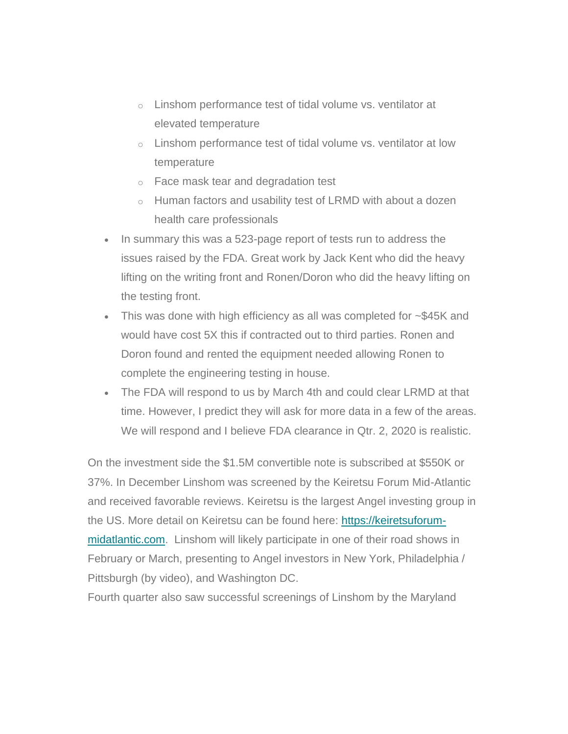- Linshom performance test of tidal volume vs. ventilator at elevated temperature
    - Linshom performance test of tidal volume vs. ventilator at low temperature
    - Face mask tear and degradation test
    - Human factors and usability test of LRMD with about a dozen health care professionals
- In summary this was a 523-page report of tests run to address the issues raised by the FDA. Great work by Jack Kent who did the heavy lifting on the writing front and Ronen/Doron who did the heavy lifting on the testing front.
- This was done with high efficiency as all was completed for ~$45K and would have cost 5X this if contracted out to third parties. Ronen and Doron found and rented the equipment needed allowing Ronen to complete the engineering testing in house.
- The FDA will respond to us by March 4th and could clear LRMD at that time. However, I predict they will ask for more data in a few of the areas. We will respond and I believe FDA clearance in Qtr. 2, 2020 is realistic.

On the investment side the $1.5M convertible note is subscribed at $550K or 37%. In December Linshom was screened by the Keiretsu Forum Mid-Atlantic and received favorable reviews. Keiretsu is the largest Angel investing group in the US. More detail on Keiretsu can be found here: [https://keiretsuforum-midatlantic.com](https://keiretsuforum-midatlantic.com). Linshom will likely participate in one of their road shows in February or March, presenting to Angel investors in New York, Philadelphia / Pittsburgh (by video), and Washington DC.

Fourth quarter also saw successful screenings of Linshom by the Maryland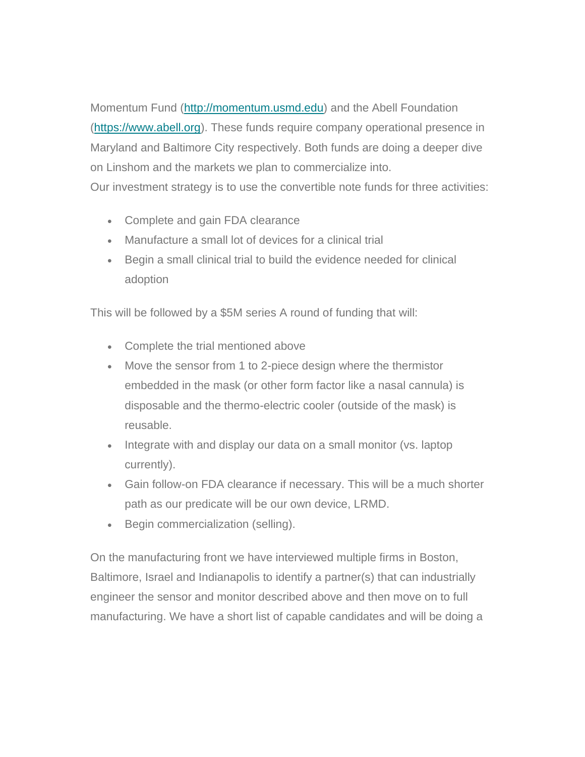Momentum Fund ([http://momentum.usmd.edu](http://momentum.usmd.edu)) and the Abell Foundation ([https://www.abell.org](https://www.abell.org)). These funds require company operational presence in Maryland and Baltimore City respectively. Both funds are doing a deeper dive on Linshom and the markets we plan to commercialize into.

Our investment strategy is to use the convertible note funds for three activities:

- Complete and gain FDA clearance
- Manufacture a small lot of devices for a clinical trial
- Begin a small clinical trial to build the evidence needed for clinical adoption

This will be followed by a $5M series A round of funding that will:

- Complete the trial mentioned above
- Move the sensor from 1 to 2-piece design where the thermistor embedded in the mask (or other form factor like a nasal cannula) is disposable and the thermo-electric cooler (outside of the mask) is reusable.
- Integrate with and display our data on a small monitor (vs. laptop currently).
- Gain follow-on FDA clearance if necessary. This will be a much shorter path as our predicate will be our own device, LRMD.
- Begin commercialization (selling).

On the manufacturing front we have interviewed multiple firms in Boston, Baltimore, Israel and Indianapolis to identify a partner(s) that can industrially engineer the sensor and monitor described above and then move on to full manufacturing. We have a short list of capable candidates and will be doing a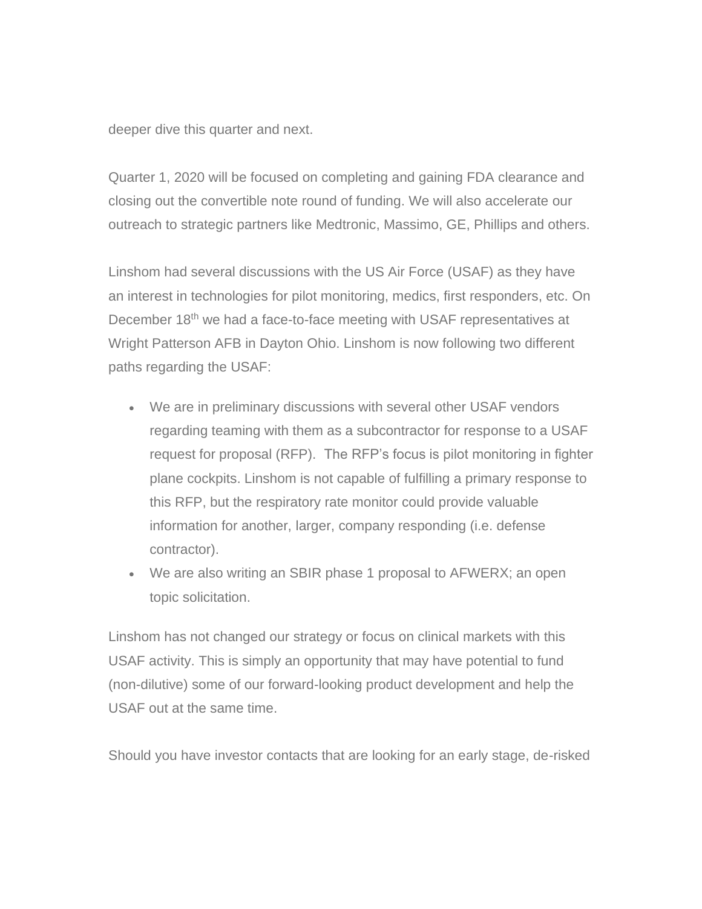deeper dive this quarter and next.

Quarter 1, 2020 will be focused on completing and gaining FDA clearance and closing out the convertible note round of funding. We will also accelerate our outreach to strategic partners like Medtronic, Massimo, GE, Phillips and others.

Linshom had several discussions with the US Air Force (USAF) as they have an interest in technologies for pilot monitoring, medics, first responders, etc. On December 18th we had a face-to-face meeting with USAF representatives at Wright Patterson AFB in Dayton Ohio. Linshom is now following two different paths regarding the USAF:

- We are in preliminary discussions with several other USAF vendors regarding teaming with them as a subcontractor for response to a USAF request for proposal (RFP). The RFP's focus is pilot monitoring in fighter plane cockpits. Linshom is not capable of fulfilling a primary response to this RFP, but the respiratory rate monitor could provide valuable information for another, larger, company responding (i.e. defense contractor).
- We are also writing an SBIR phase 1 proposal to AFWERX; an open topic solicitation.

Linshom has not changed our strategy or focus on clinical markets with this USAF activity. This is simply an opportunity that may have potential to fund (non-dilutive) some of our forward-looking product development and help the USAF out at the same time.

Should you have investor contacts that are looking for an early stage, de-risked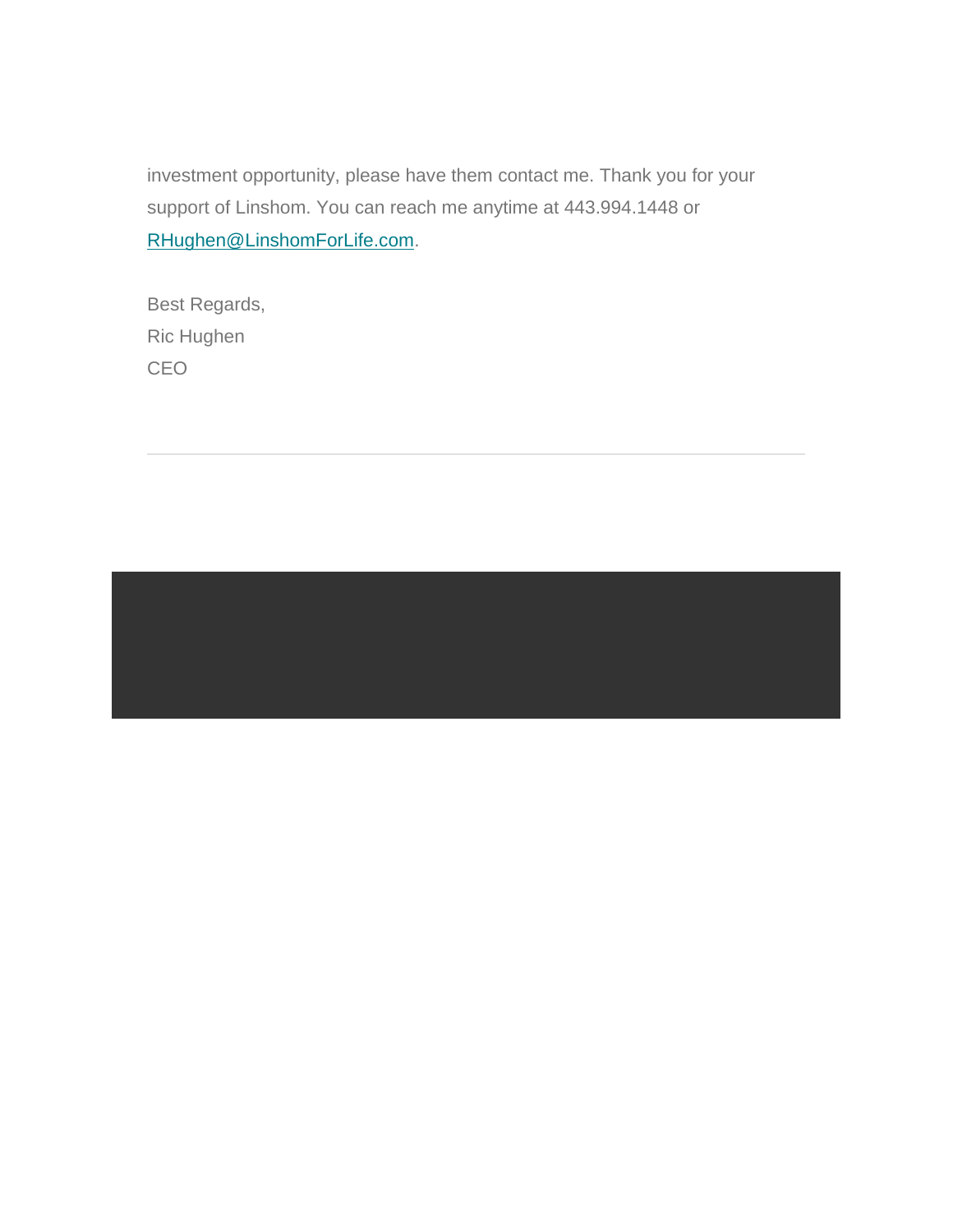investment opportunity, please have them contact me. Thank you for your support of Linshom. You can reach me anytime at 443.994.1448 or RHughen@LinshomForLife.com.

Best Regards,
Ric Hughen
CEO

---